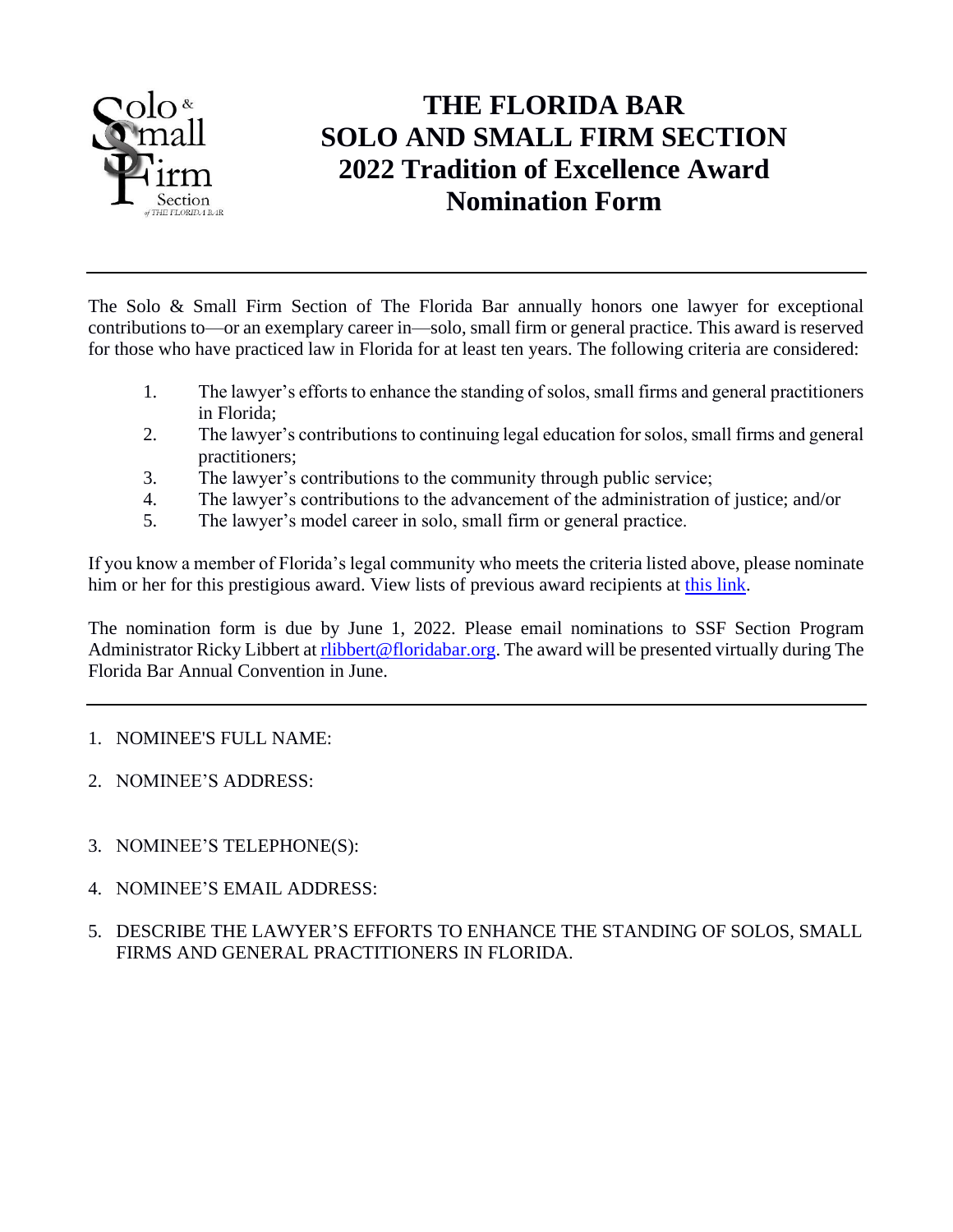# THE FLORIDA BAR SOLO AND SMALL FIRM SECTION 2022 Tradition of Excellence Award Nomination Form

---

The Solo & Small Firm Section of The Florida Bar annually honors one lawyer for exceptional contributions to—or an exemplary career in—solo, small firm or general practice. This award is reserved for those who have practiced law in Florida for at least ten years. The following criteria are considered:

1. The lawyer's efforts to enhance the standing of solos, small firms and general practitioners in Florida;
2. The lawyer's contributions to continuing legal education for solos, small firms and general practitioners;
3. The lawyer's contributions to the community through public service;
4. The lawyer's contributions to the advancement of the administration of justice; and/or
5. The lawyer's model career in solo, small firm or general practice.

If you know a member of Florida's legal community who meets the criteria listed above, please nominate him or her for this prestigious award. View lists of previous award recipients at [this link](#).

The nomination form is due by June 1, 2022. Please email nominations to SSF Section Program Administrator Ricky Libbert at rlibbert@floridabar.org. The award will be presented virtually during The Florida Bar Annual Convention in June.

---

1. NOMINEE'S FULL NAME:
2. NOMINEE'S ADDRESS:
3. NOMINEE'S TELEPHONE(S):
4. NOMINEE'S EMAIL ADDRESS:
5. DESCRIBE THE LAWYER'S EFFORTS TO ENHANCE THE STANDING OF SOLOS, SMALL FIRMS AND GENERAL PRACTITIONERS IN FLORIDA.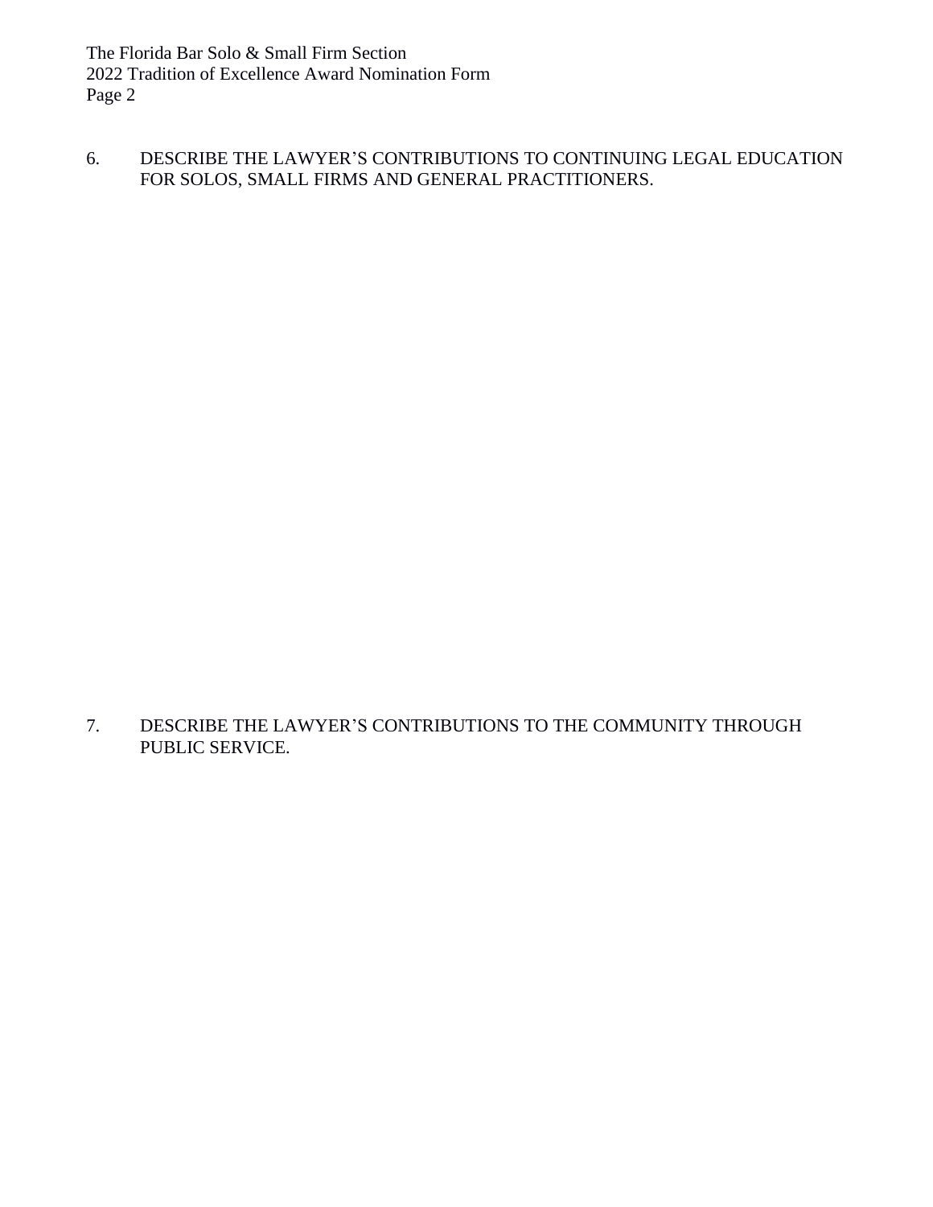6. DESCRIBE THE LAWYER'S CONTRIBUTIONS TO CONTINUING LEGAL EDUCATION FOR SOLOS, SMALL FIRMS AND GENERAL PRACTITIONERS.

7. DESCRIBE THE LAWYER'S CONTRIBUTIONS TO THE COMMUNITY THROUGH PUBLIC SERVICE.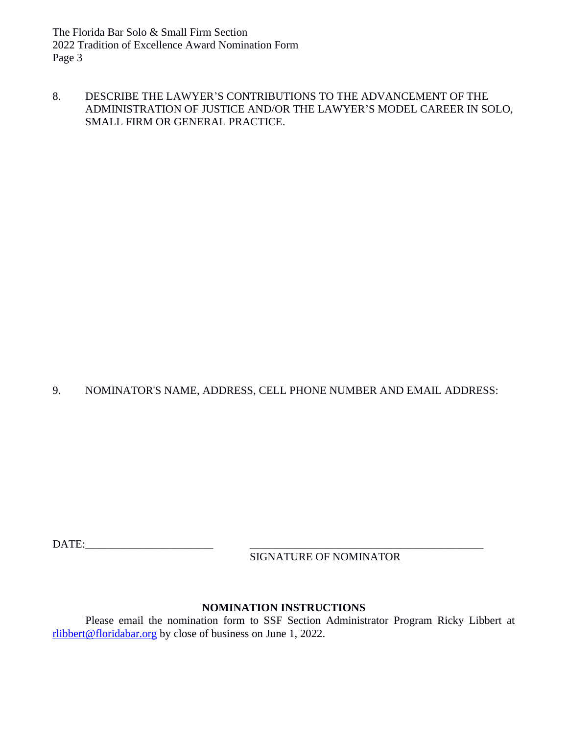8. DESCRIBE THE LAWYER'S CONTRIBUTIONS TO THE ADVANCEMENT OF THE ADMINISTRATION OF JUSTICE AND/OR THE LAWYER'S MODEL CAREER IN SOLO, SMALL FIRM OR GENERAL PRACTICE.

9. NOMINATOR'S NAME, ADDRESS, CELL PHONE NUMBER AND EMAIL ADDRESS:

DATE:_______________________ ___________________________________________

SIGNATURE OF NOMINATOR

**NOMINATION INSTRUCTIONS**

Please email the nomination form to SSF Section Administrator Program Ricky Libbert at rlibbert@floridabar.org by close of business on June 1, 2022.